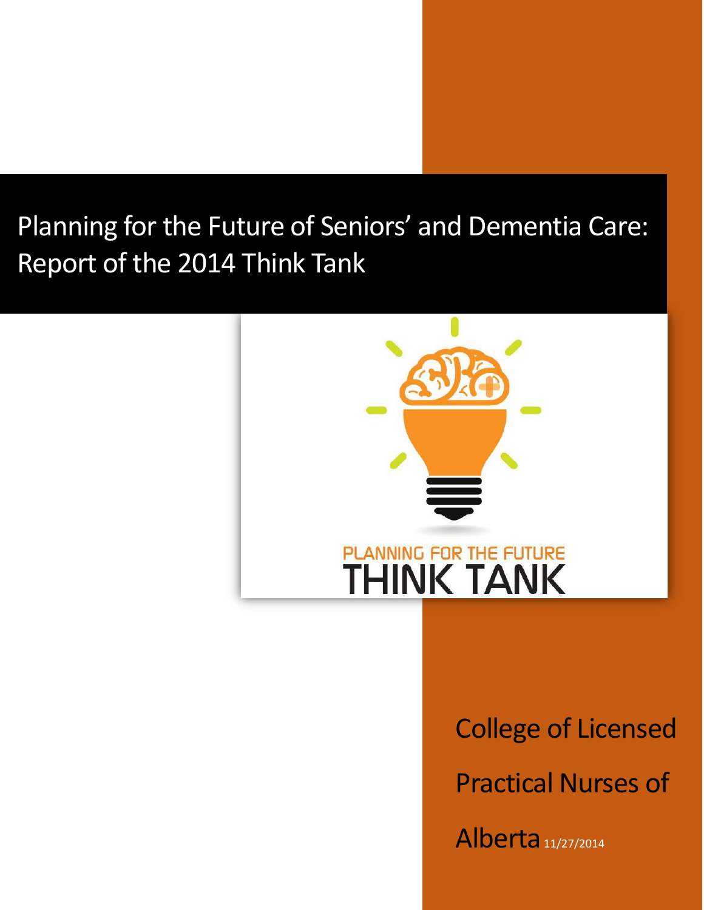# Planning for the Future of Seniors' and Dementia Care: Report of the 2014 Think Tank

PLANNING FOR THE FUTURE

THINK TANK

College of Licensed Practical Nurses of Alberta

11/27/2014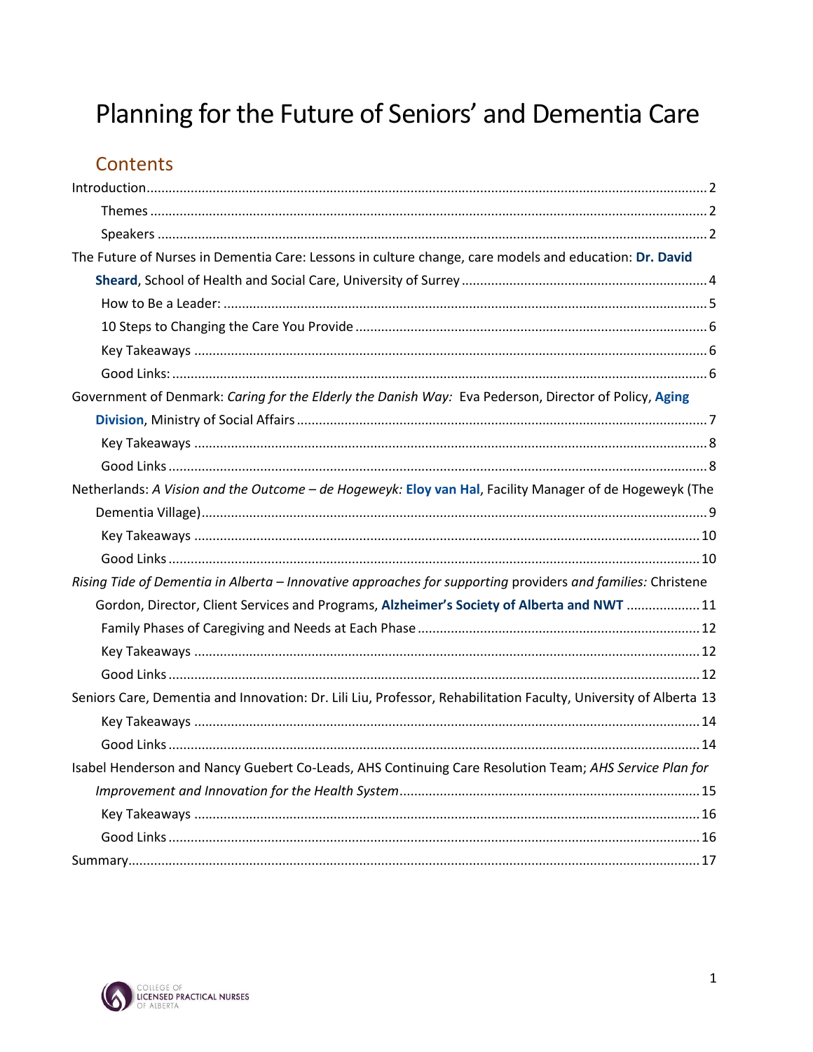# Planning for the Future of Seniors' and Dementia Care

## Contents

Introduction .......... 2

- Themes .......... 2
- Speakers .......... 2

The Future of Nurses in Dementia Care: Lessons in culture change, care models and education: **Dr. David Sheard**, School of Health and Social Care, University of Surrey .......... 4

- How to Be a Leader: .......... 5
- 10 Steps to Changing the Care You Provide .......... 6
- Key Takeaways .......... 6
- Good Links: .......... 6

Government of Denmark: *Caring for the Elderly the Danish Way:* Eva Pederson, Director of Policy, **Aging Division**, Ministry of Social Affairs .......... 7

- Key Takeaways .......... 8
- Good Links .......... 8

Netherlands: *A Vision and the Outcome – de Hogeweyk:* **Eloy van Hal**, Facility Manager of de Hogeweyk (The Dementia Village) .......... 9

- Key Takeaways .......... 10
- Good Links .......... 10

*Rising Tide of Dementia in Alberta – Innovative approaches for supporting* providers *and families:* Christene Gordon, Director, Client Services and Programs, **Alzheimer's Society of Alberta and NWT** .......... 11

- Family Phases of Caregiving and Needs at Each Phase .......... 12
- Key Takeaways .......... 12
- Good Links .......... 12

Seniors Care, Dementia and Innovation: Dr. Lili Liu, Professor, Rehabilitation Faculty, University of Alberta .......... 13

- Key Takeaways .......... 14
- Good Links .......... 14

Isabel Henderson and Nancy Guebert Co-Leads, AHS Continuing Care Resolution Team; *AHS Service Plan for Improvement and Innovation for the Health System* .......... 15

- Key Takeaways .......... 16
- Good Links .......... 16

Summary .......... 17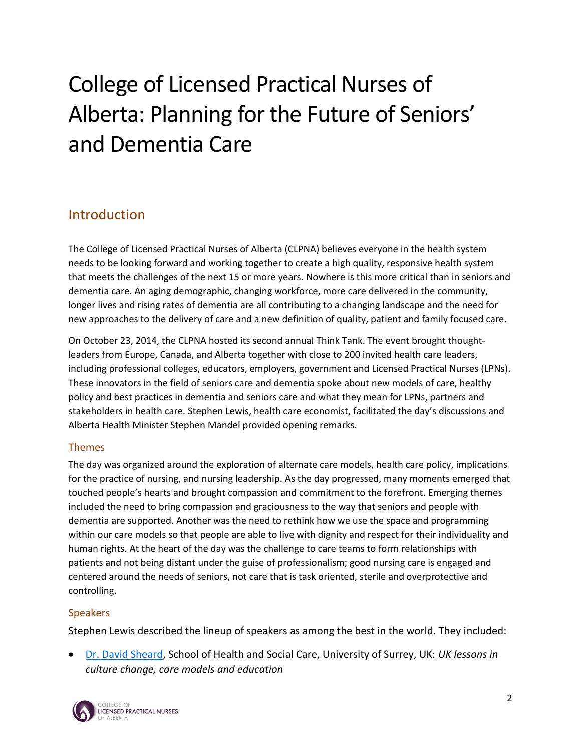# College of Licensed Practical Nurses of Alberta: Planning for the Future of Seniors' and Dementia Care

## Introduction

The College of Licensed Practical Nurses of Alberta (CLPNA) believes everyone in the health system needs to be looking forward and working together to create a high quality, responsive health system that meets the challenges of the next 15 or more years. Nowhere is this more critical than in seniors and dementia care. An aging demographic, changing workforce, more care delivered in the community, longer lives and rising rates of dementia are all contributing to a changing landscape and the need for new approaches to the delivery of care and a new definition of quality, patient and family focused care.

On October 23, 2014, the CLPNA hosted its second annual Think Tank. The event brought thought-leaders from Europe, Canada, and Alberta together with close to 200 invited health care leaders, including professional colleges, educators, employers, government and Licensed Practical Nurses (LPNs). These innovators in the field of seniors care and dementia spoke about new models of care, healthy policy and best practices in dementia and seniors care and what they mean for LPNs, partners and stakeholders in health care. Stephen Lewis, health care economist, facilitated the day's discussions and Alberta Health Minister Stephen Mandel provided opening remarks.

### Themes

The day was organized around the exploration of alternate care models, health care policy, implications for the practice of nursing, and nursing leadership. As the day progressed, many moments emerged that touched people's hearts and brought compassion and commitment to the forefront. Emerging themes included the need to bring compassion and graciousness to the way that seniors and people with dementia are supported. Another was the need to rethink how we use the space and programming within our care models so that people are able to live with dignity and respect for their individuality and human rights. At the heart of the day was the challenge to care teams to form relationships with patients and not being distant under the guise of professionalism; good nursing care is engaged and centered around the needs of seniors, not care that is task oriented, sterile and overprotective and controlling.

### Speakers

Stephen Lewis described the lineup of speakers as among the best in the world. They included:

- Dr. David Sheard, School of Health and Social Care, University of Surrey, UK: *UK lessons in culture change, care models and education*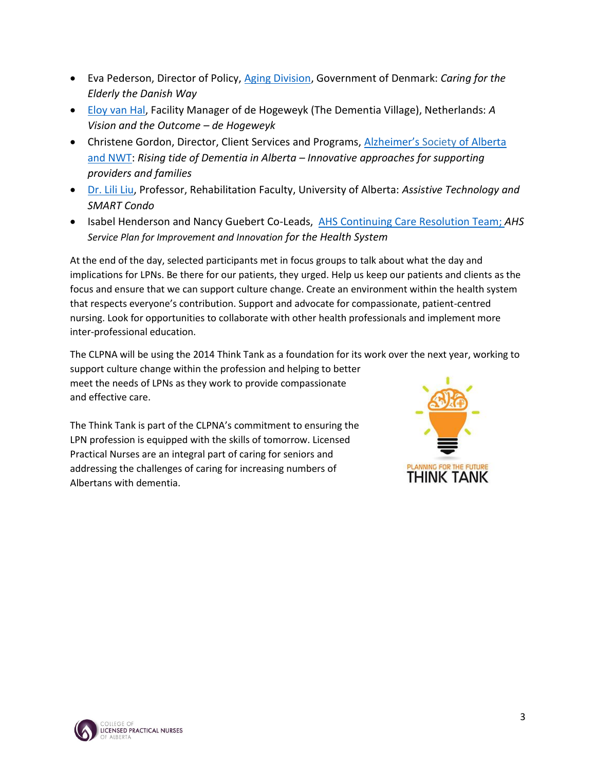- Eva Pederson, Director of Policy, Aging Division, Government of Denmark: *Caring for the Elderly the Danish Way*
- Eloy van Hal, Facility Manager of de Hogeweyk (The Dementia Village), Netherlands: *A Vision and the Outcome – de Hogeweyk*
- Christene Gordon, Director, Client Services and Programs, Alzheimer's Society of Alberta and NWT: *Rising tide of Dementia in Alberta – Innovative approaches for supporting providers and families*
- Dr. Lili Liu, Professor, Rehabilitation Faculty, University of Alberta: *Assistive Technology and SMART Condo*
- Isabel Henderson and Nancy Guebert Co-Leads, AHS Continuing Care Resolution Team; *AHS Service Plan for Improvement and Innovation for the Health System*

At the end of the day, selected participants met in focus groups to talk about what the day and implications for LPNs. Be there for our patients, they urged. Help us keep our patients and clients as the focus and ensure that we can support culture change. Create an environment within the health system that respects everyone's contribution. Support and advocate for compassionate, patient-centred nursing. Look for opportunities to collaborate with other health professionals and implement more inter-professional education.

The CLPNA will be using the 2014 Think Tank as a foundation for its work over the next year, working to support culture change within the profession and helping to better meet the needs of LPNs as they work to provide compassionate and effective care.

The Think Tank is part of the CLPNA's commitment to ensuring the LPN profession is equipped with the skills of tomorrow. Licensed Practical Nurses are an integral part of caring for seniors and addressing the challenges of caring for increasing numbers of Albertans with dementia.

PLANNING FOR THE FUTURE
THINK TANK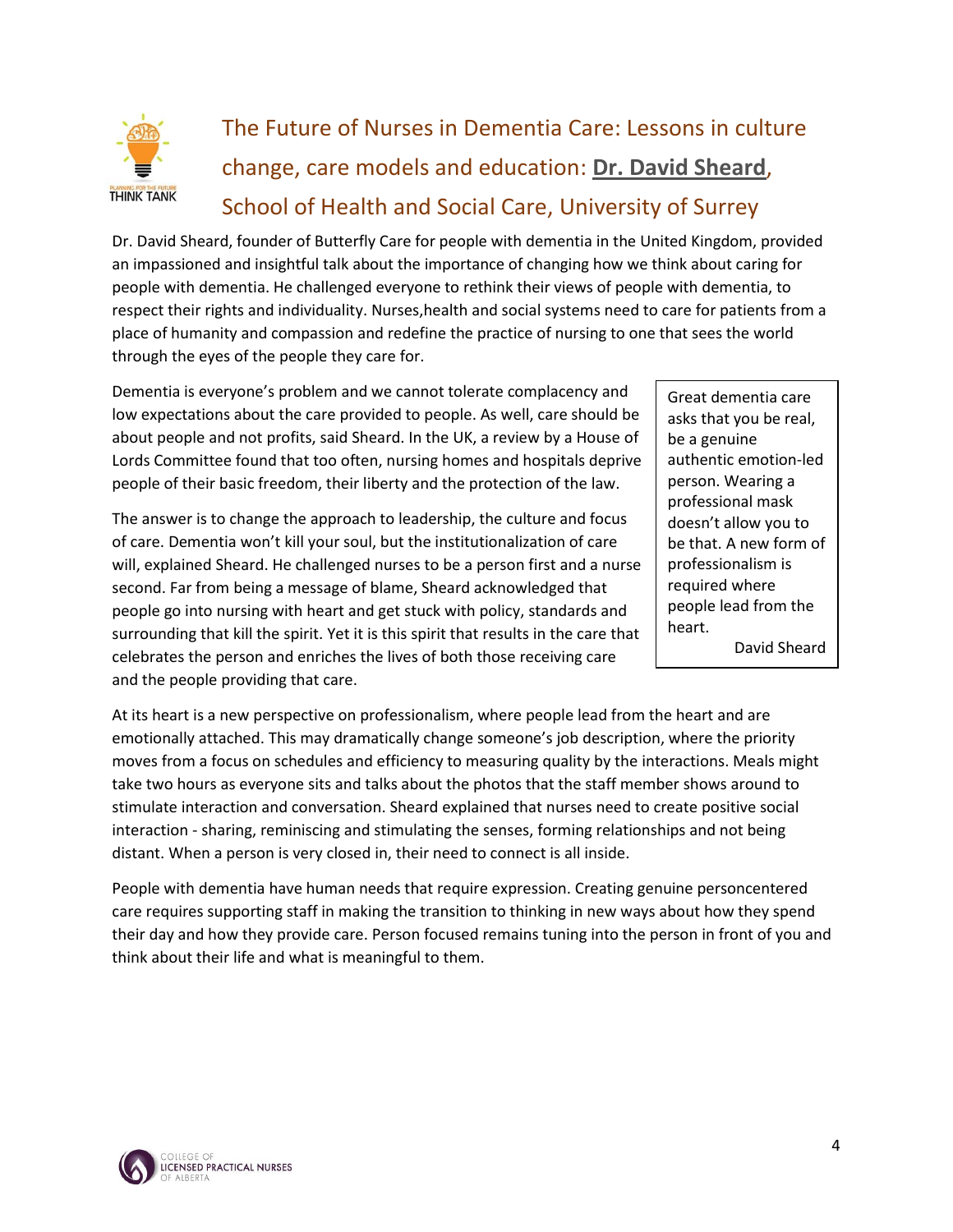## The Future of Nurses in Dementia Care: Lessons in culture change, care models and education: **Dr. David Sheard**, School of Health and Social Care, University of Surrey

Dr. David Sheard, founder of Butterfly Care for people with dementia in the United Kingdom, provided an impassioned and insightful talk about the importance of changing how we think about caring for people with dementia. He challenged everyone to rethink their views of people with dementia, to respect their rights and individuality. Nurses,health and social systems need to care for patients from a place of humanity and compassion and redefine the practice of nursing to one that sees the world through the eyes of the people they care for.

Dementia is everyone's problem and we cannot tolerate complacency and low expectations about the care provided to people. As well, care should be about people and not profits, said Sheard. In the UK, a review by a House of Lords Committee found that too often, nursing homes and hospitals deprive people of their basic freedom, their liberty and the protection of the law.

> Great dementia care asks that you be real, be a genuine authentic emotion-led person. Wearing a professional mask doesn't allow you to be that. A new form of professionalism is required where people lead from the heart.
>
> David Sheard

The answer is to change the approach to leadership, the culture and focus of care. Dementia won't kill your soul, but the institutionalization of care will, explained Sheard. He challenged nurses to be a person first and a nurse second. Far from being a message of blame, Sheard acknowledged that people go into nursing with heart and get stuck with policy, standards and surrounding that kill the spirit. Yet it is this spirit that results in the care that celebrates the person and enriches the lives of both those receiving care and the people providing that care.

At its heart is a new perspective on professionalism, where people lead from the heart and are emotionally attached. This may dramatically change someone's job description, where the priority moves from a focus on schedules and efficiency to measuring quality by the interactions. Meals might take two hours as everyone sits and talks about the photos that the staff member shows around to stimulate interaction and conversation. Sheard explained that nurses need to create positive social interaction - sharing, reminiscing and stimulating the senses, forming relationships and not being distant. When a person is very closed in, their need to connect is all inside.

People with dementia have human needs that require expression. Creating genuine personcentered care requires supporting staff in making the transition to thinking in new ways about how they spend their day and how they provide care. Person focused remains tuning into the person in front of you and think about their life and what is meaningful to them.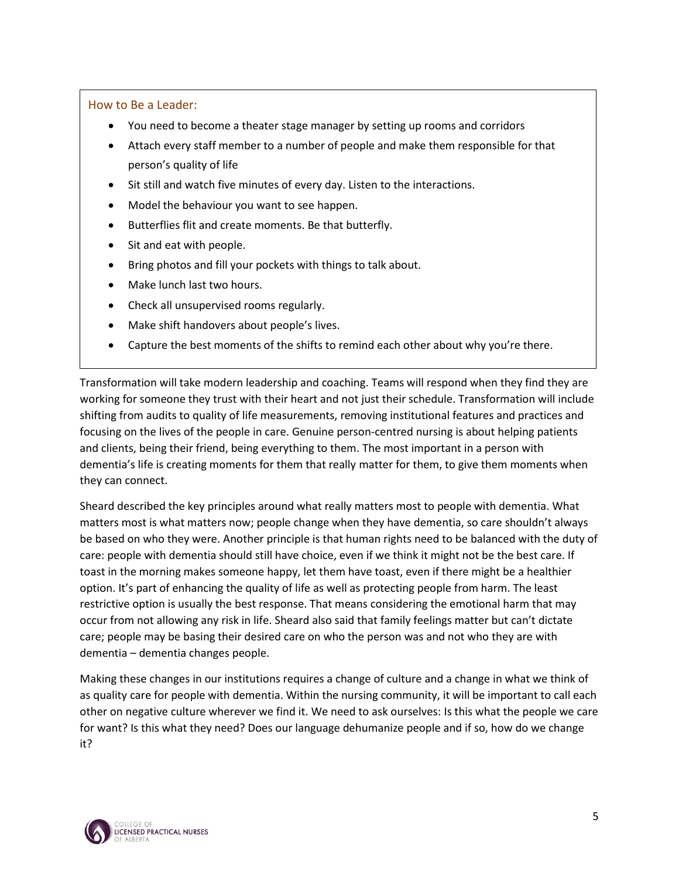### How to Be a Leader:

- You need to become a theater stage manager by setting up rooms and corridors
- Attach every staff member to a number of people and make them responsible for that person's quality of life
- Sit still and watch five minutes of every day. Listen to the interactions.
- Model the behaviour you want to see happen.
- Butterflies flit and create moments. Be that butterfly.
- Sit and eat with people.
- Bring photos and fill your pockets with things to talk about.
- Make lunch last two hours.
- Check all unsupervised rooms regularly.
- Make shift handovers about people's lives.
- Capture the best moments of the shifts to remind each other about why you're there.

Transformation will take modern leadership and coaching. Teams will respond when they find they are working for someone they trust with their heart and not just their schedule. Transformation will include shifting from audits to quality of life measurements, removing institutional features and practices and focusing on the lives of the people in care. Genuine person-centred nursing is about helping patients and clients, being their friend, being everything to them. The most important in a person with dementia's life is creating moments for them that really matter for them, to give them moments when they can connect.

Sheard described the key principles around what really matters most to people with dementia. What matters most is what matters now; people change when they have dementia, so care shouldn't always be based on who they were. Another principle is that human rights need to be balanced with the duty of care: people with dementia should still have choice, even if we think it might not be the best care. If toast in the morning makes someone happy, let them have toast, even if there might be a healthier option. It's part of enhancing the quality of life as well as protecting people from harm. The least restrictive option is usually the best response. That means considering the emotional harm that may occur from not allowing any risk in life. Sheard also said that family feelings matter but can't dictate care; people may be basing their desired care on who the person was and not who they are with dementia – dementia changes people.

Making these changes in our institutions requires a change of culture and a change in what we think of as quality care for people with dementia. Within the nursing community, it will be important to call each other on negative culture wherever we find it. We need to ask ourselves: Is this what the people we care for want? Is this what they need? Does our language dehumanize people and if so, how do we change it?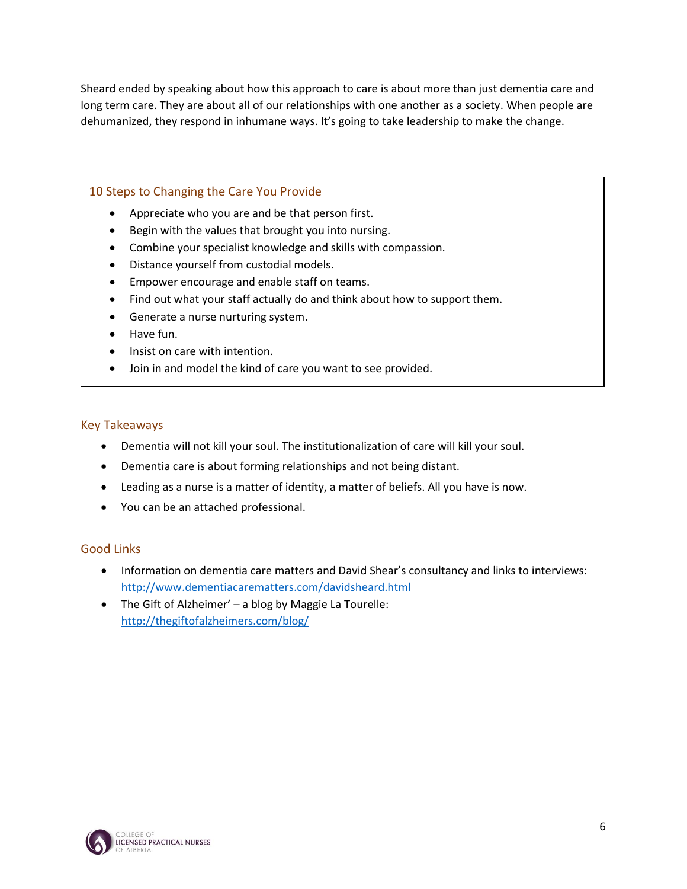Sheard ended by speaking about how this approach to care is about more than just dementia care and long term care. They are about all of our relationships with one another as a society. When people are dehumanized, they respond in inhumane ways. It's going to take leadership to make the change.

### 10 Steps to Changing the Care You Provide

- Appreciate who you are and be that person first.
- Begin with the values that brought you into nursing.
- Combine your specialist knowledge and skills with compassion.
- Distance yourself from custodial models.
- Empower encourage and enable staff on teams.
- Find out what your staff actually do and think about how to support them.
- Generate a nurse nurturing system.
- Have fun.
- Insist on care with intention.
- Join in and model the kind of care you want to see provided.

### Key Takeaways

- Dementia will not kill your soul. The institutionalization of care will kill your soul.
- Dementia care is about forming relationships and not being distant.
- Leading as a nurse is a matter of identity, a matter of beliefs. All you have is now.
- You can be an attached professional.

### Good Links

- Information on dementia care matters and David Shear's consultancy and links to interviews: http://www.dementiacarematters.com/davidsheard.html
- The Gift of Alzheimer' – a blog by Maggie La Tourelle: http://thegiftofalzheimers.com/blog/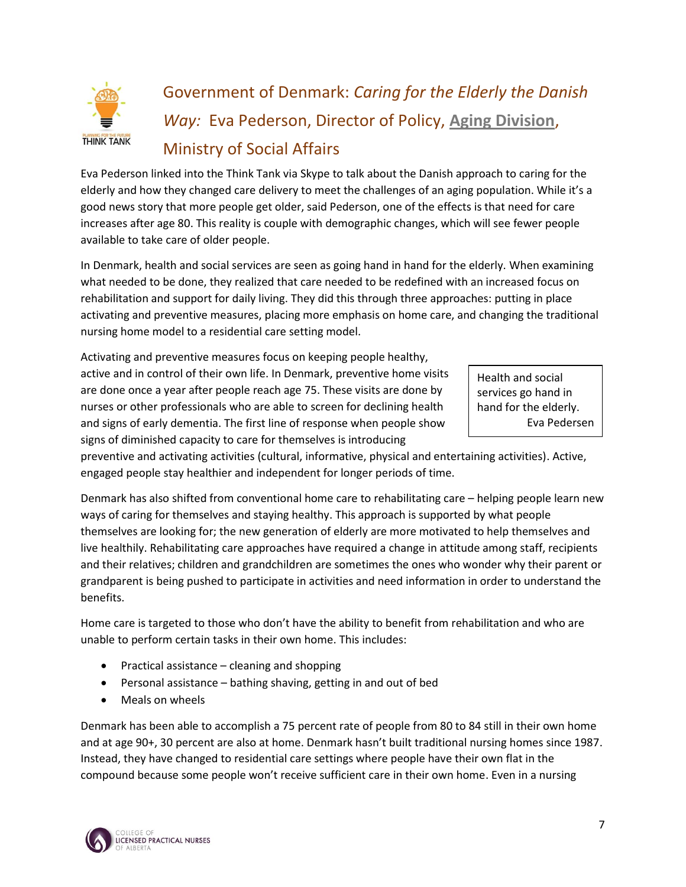## Government of Denmark: *Caring for the Elderly the Danish Way:* Eva Pederson, Director of Policy, Aging Division, Ministry of Social Affairs

Eva Pederson linked into the Think Tank via Skype to talk about the Danish approach to caring for the elderly and how they changed care delivery to meet the challenges of an aging population. While it's a good news story that more people get older, said Pederson, one of the effects is that need for care increases after age 80. This reality is couple with demographic changes, which will see fewer people available to take care of older people.

In Denmark, health and social services are seen as going hand in hand for the elderly. When examining what needed to be done, they realized that care needed to be redefined with an increased focus on rehabilitation and support for daily living. They did this through three approaches: putting in place activating and preventive measures, placing more emphasis on home care, and changing the traditional nursing home model to a residential care setting model.

> Health and social services go hand in hand for the elderly.
> Eva Pedersen

Activating and preventive measures focus on keeping people healthy, active and in control of their own life. In Denmark, preventive home visits are done once a year after people reach age 75. These visits are done by nurses or other professionals who are able to screen for declining health and signs of early dementia. The first line of response when people show signs of diminished capacity to care for themselves is introducing preventive and activating activities (cultural, informative, physical and entertaining activities). Active, engaged people stay healthier and independent for longer periods of time.

Denmark has also shifted from conventional home care to rehabilitating care – helping people learn new ways of caring for themselves and staying healthy. This approach is supported by what people themselves are looking for; the new generation of elderly are more motivated to help themselves and live healthily. Rehabilitating care approaches have required a change in attitude among staff, recipients and their relatives; children and grandchildren are sometimes the ones who wonder why their parent or grandparent is being pushed to participate in activities and need information in order to understand the benefits.

Home care is targeted to those who don't have the ability to benefit from rehabilitation and who are unable to perform certain tasks in their own home. This includes:

- Practical assistance – cleaning and shopping
- Personal assistance – bathing shaving, getting in and out of bed
- Meals on wheels

Denmark has been able to accomplish a 75 percent rate of people from 80 to 84 still in their own home and at age 90+, 30 percent are also at home. Denmark hasn't built traditional nursing homes since 1987. Instead, they have changed to residential care settings where people have their own flat in the compound because some people won't receive sufficient care in their own home. Even in a nursing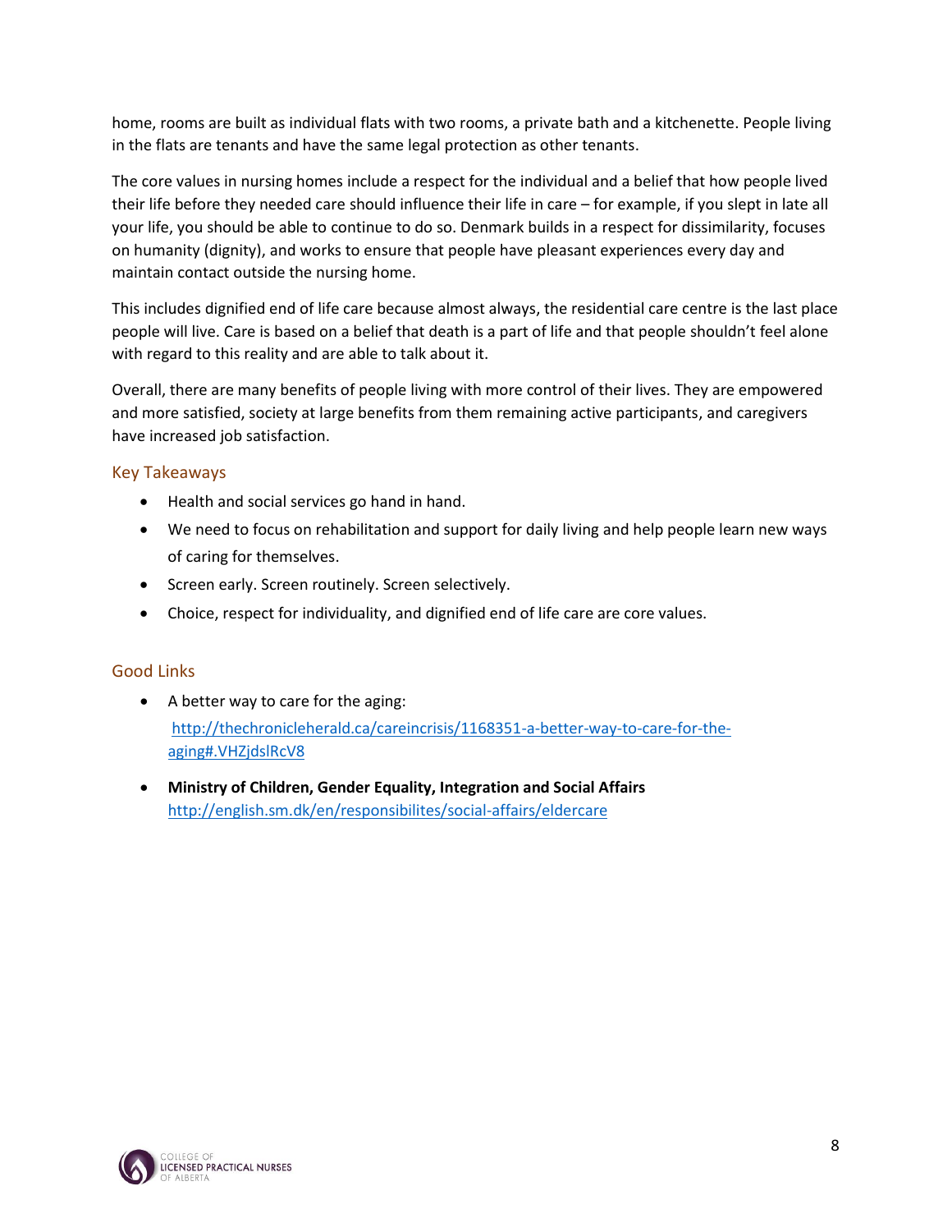home, rooms are built as individual flats with two rooms, a private bath and a kitchenette. People living in the flats are tenants and have the same legal protection as other tenants.

The core values in nursing homes include a respect for the individual and a belief that how people lived their life before they needed care should influence their life in care – for example, if you slept in late all your life, you should be able to continue to do so. Denmark builds in a respect for dissimilarity, focuses on humanity (dignity), and works to ensure that people have pleasant experiences every day and maintain contact outside the nursing home.

This includes dignified end of life care because almost always, the residential care centre is the last place people will live. Care is based on a belief that death is a part of life and that people shouldn't feel alone with regard to this reality and are able to talk about it.

Overall, there are many benefits of people living with more control of their lives. They are empowered and more satisfied, society at large benefits from them remaining active participants, and caregivers have increased job satisfaction.

### Key Takeaways

- Health and social services go hand in hand.
- We need to focus on rehabilitation and support for daily living and help people learn new ways of caring for themselves.
- Screen early. Screen routinely. Screen selectively.
- Choice, respect for individuality, and dignified end of life care are core values.

### Good Links

- A better way to care for the aging: http://thechronicleherald.ca/careincrisis/1168351-a-better-way-to-care-for-the-aging#.VHZjdslRcV8
- **Ministry of Children, Gender Equality, Integration and Social Affairs** http://english.sm.dk/en/responsibilites/social-affairs/eldercare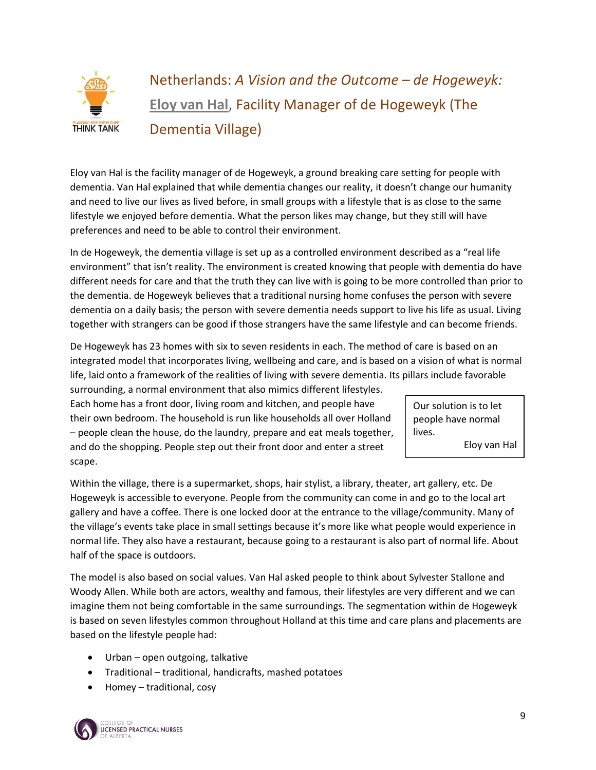## Netherlands: *A Vision and the Outcome – de Hogeweyk:* Eloy van Hal, Facility Manager of de Hogeweyk (The Dementia Village)

Eloy van Hal is the facility manager of de Hogeweyk, a ground breaking care setting for people with dementia. Van Hal explained that while dementia changes our reality, it doesn't change our humanity and need to live our lives as lived before, in small groups with a lifestyle that is as close to the same lifestyle we enjoyed before dementia. What the person likes may change, but they still will have preferences and need to be able to control their environment.

In de Hogeweyk, the dementia village is set up as a controlled environment described as a "real life environment" that isn't reality. The environment is created knowing that people with dementia do have different needs for care and that the truth they can live with is going to be more controlled than prior to the dementia. de Hogeweyk believes that a traditional nursing home confuses the person with severe dementia on a daily basis; the person with severe dementia needs support to live his life as usual. Living together with strangers can be good if those strangers have the same lifestyle and can become friends.

De Hogeweyk has 23 homes with six to seven residents in each. The method of care is based on an integrated model that incorporates living, wellbeing and care, and is based on a vision of what is normal life, laid onto a framework of the realities of living with severe dementia. Its pillars include favorable surrounding, a normal environment that also mimics different lifestyles. Each home has a front door, living room and kitchen, and people have their own bedroom. The household is run like households all over Holland – people clean the house, do the laundry, prepare and eat meals together, and do the shopping. People step out their front door and enter a street scape.

> Our solution is to let people have normal lives.
>
> Eloy van Hal

Within the village, there is a supermarket, shops, hair stylist, a library, theater, art gallery, etc. De Hogeweyk is accessible to everyone. People from the community can come in and go to the local art gallery and have a coffee. There is one locked door at the entrance to the village/community. Many of the village's events take place in small settings because it's more like what people would experience in normal life. They also have a restaurant, because going to a restaurant is also part of normal life. About half of the space is outdoors.

The model is also based on social values. Van Hal asked people to think about Sylvester Stallone and Woody Allen. While both are actors, wealthy and famous, their lifestyles are very different and we can imagine them not being comfortable in the same surroundings. The segmentation within de Hogeweyk is based on seven lifestyles common throughout Holland at this time and care plans and placements are based on the lifestyle people had:

- Urban – open outgoing, talkative
- Traditional – traditional, handicrafts, mashed potatoes
- Homey – traditional, cosy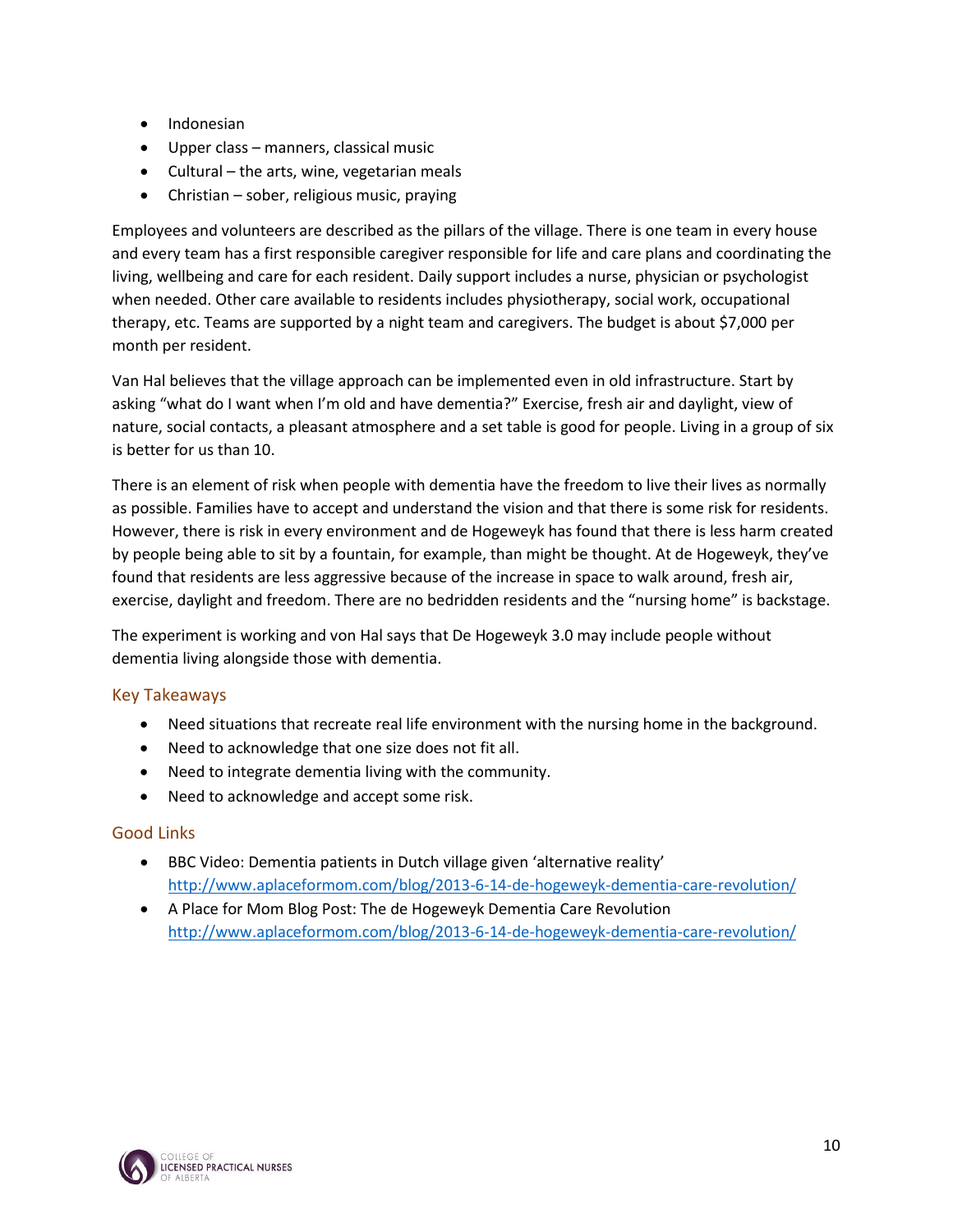- Indonesian
- Upper class – manners, classical music
- Cultural – the arts, wine, vegetarian meals
- Christian – sober, religious music, praying

Employees and volunteers are described as the pillars of the village. There is one team in every house and every team has a first responsible caregiver responsible for life and care plans and coordinating the living, wellbeing and care for each resident. Daily support includes a nurse, physician or psychologist when needed. Other care available to residents includes physiotherapy, social work, occupational therapy, etc. Teams are supported by a night team and caregivers. The budget is about $7,000 per month per resident.

Van Hal believes that the village approach can be implemented even in old infrastructure. Start by asking "what do I want when I'm old and have dementia?" Exercise, fresh air and daylight, view of nature, social contacts, a pleasant atmosphere and a set table is good for people. Living in a group of six is better for us than 10.

There is an element of risk when people with dementia have the freedom to live their lives as normally as possible. Families have to accept and understand the vision and that there is some risk for residents. However, there is risk in every environment and de Hogeweyk has found that there is less harm created by people being able to sit by a fountain, for example, than might be thought. At de Hogeweyk, they've found that residents are less aggressive because of the increase in space to walk around, fresh air, exercise, daylight and freedom. There are no bedridden residents and the "nursing home" is backstage.

The experiment is working and von Hal says that De Hogeweyk 3.0 may include people without dementia living alongside those with dementia.

### Key Takeaways

- Need situations that recreate real life environment with the nursing home in the background.
- Need to acknowledge that one size does not fit all.
- Need to integrate dementia living with the community.
- Need to acknowledge and accept some risk.

### Good Links

- BBC Video: Dementia patients in Dutch village given 'alternative reality'
  http://www.aplaceformom.com/blog/2013-6-14-de-hogeweyk-dementia-care-revolution/
- A Place for Mom Blog Post: The de Hogeweyk Dementia Care Revolution
  http://www.aplaceformom.com/blog/2013-6-14-de-hogeweyk-dementia-care-revolution/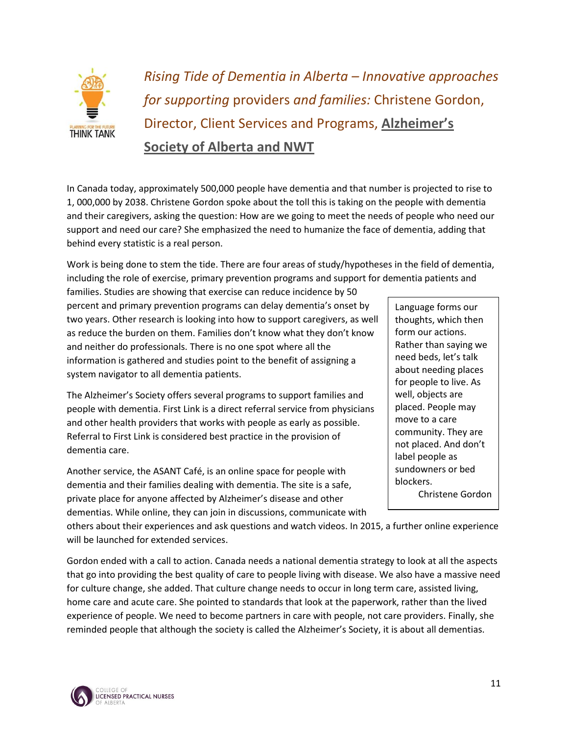## *Rising Tide of Dementia in Alberta – Innovative approaches for supporting* providers *and families:* Christene Gordon, Director, Client Services and Programs, **Alzheimer's Society of Alberta and NWT**

In Canada today, approximately 500,000 people have dementia and that number is projected to rise to 1, 000,000 by 2038. Christene Gordon spoke about the toll this is taking on the people with dementia and their caregivers, asking the question: How are we going to meet the needs of people who need our support and need our care? She emphasized the need to humanize the face of dementia, adding that behind every statistic is a real person.

Work is being done to stem the tide. There are four areas of study/hypotheses in the field of dementia, including the role of exercise, primary prevention programs and support for dementia patients and families. Studies are showing that exercise can reduce incidence by 50 percent and primary prevention programs can delay dementia's onset by two years. Other research is looking into how to support caregivers, as well as reduce the burden on them. Families don't know what they don't know and neither do professionals. There is no one spot where all the information is gathered and studies point to the benefit of assigning a system navigator to all dementia patients.

> Language forms our thoughts, which then form our actions. Rather than saying we need beds, let's talk about needing places for people to live. As well, objects are placed. People may move to a care community. They are not placed. And don't label people as sundowners or bed blockers.
>
> Christene Gordon

The Alzheimer's Society offers several programs to support families and people with dementia. First Link is a direct referral service from physicians and other health providers that works with people as early as possible. Referral to First Link is considered best practice in the provision of dementia care.

Another service, the ASANT Café, is an online space for people with dementia and their families dealing with dementia. The site is a safe, private place for anyone affected by Alzheimer's disease and other dementias. While online, they can join in discussions, communicate with others about their experiences and ask questions and watch videos. In 2015, a further online experience will be launched for extended services.

Gordon ended with a call to action. Canada needs a national dementia strategy to look at all the aspects that go into providing the best quality of care to people living with disease. We also have a massive need for culture change, she added. That culture change needs to occur in long term care, assisted living, home care and acute care. She pointed to standards that look at the paperwork, rather than the lived experience of people. We need to become partners in care with people, not care providers. Finally, she reminded people that although the society is called the Alzheimer's Society, it is about all dementias.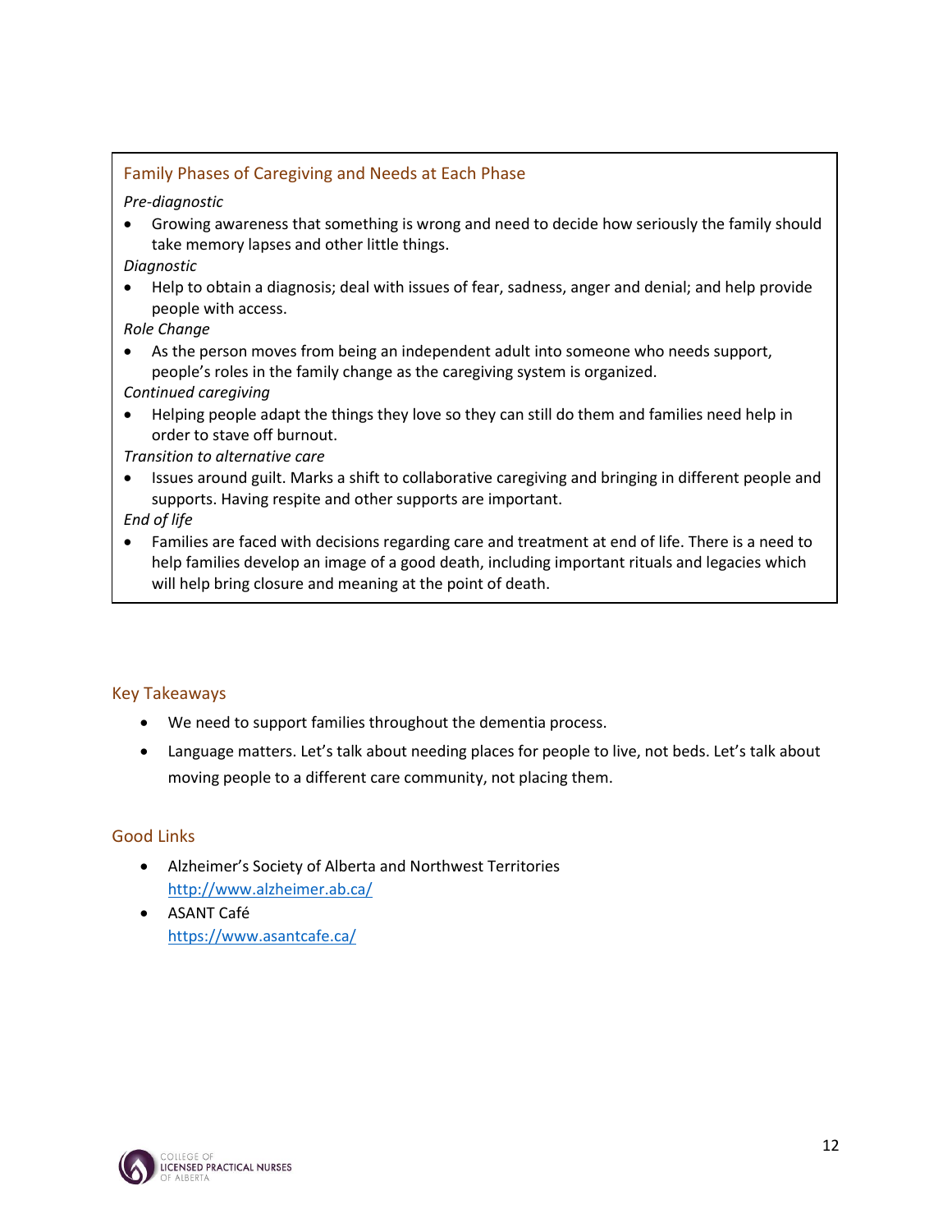## Family Phases of Caregiving and Needs at Each Phase

*Pre-diagnostic*

- Growing awareness that something is wrong and need to decide how seriously the family should take memory lapses and other little things.

*Diagnostic*

- Help to obtain a diagnosis; deal with issues of fear, sadness, anger and denial; and help provide people with access.

*Role Change*

- As the person moves from being an independent adult into someone who needs support, people's roles in the family change as the caregiving system is organized.

*Continued caregiving*

- Helping people adapt the things they love so they can still do them and families need help in order to stave off burnout.

*Transition to alternative care*

- Issues around guilt. Marks a shift to collaborative caregiving and bringing in different people and supports. Having respite and other supports are important.

*End of life*

- Families are faced with decisions regarding care and treatment at end of life. There is a need to help families develop an image of a good death, including important rituals and legacies which will help bring closure and meaning at the point of death.

## Key Takeaways

- We need to support families throughout the dementia process.
- Language matters. Let's talk about needing places for people to live, not beds. Let's talk about moving people to a different care community, not placing them.

## Good Links

- Alzheimer's Society of Alberta and Northwest Territories
  http://www.alzheimer.ab.ca/
- ASANT Café
  https://www.asantcafe.ca/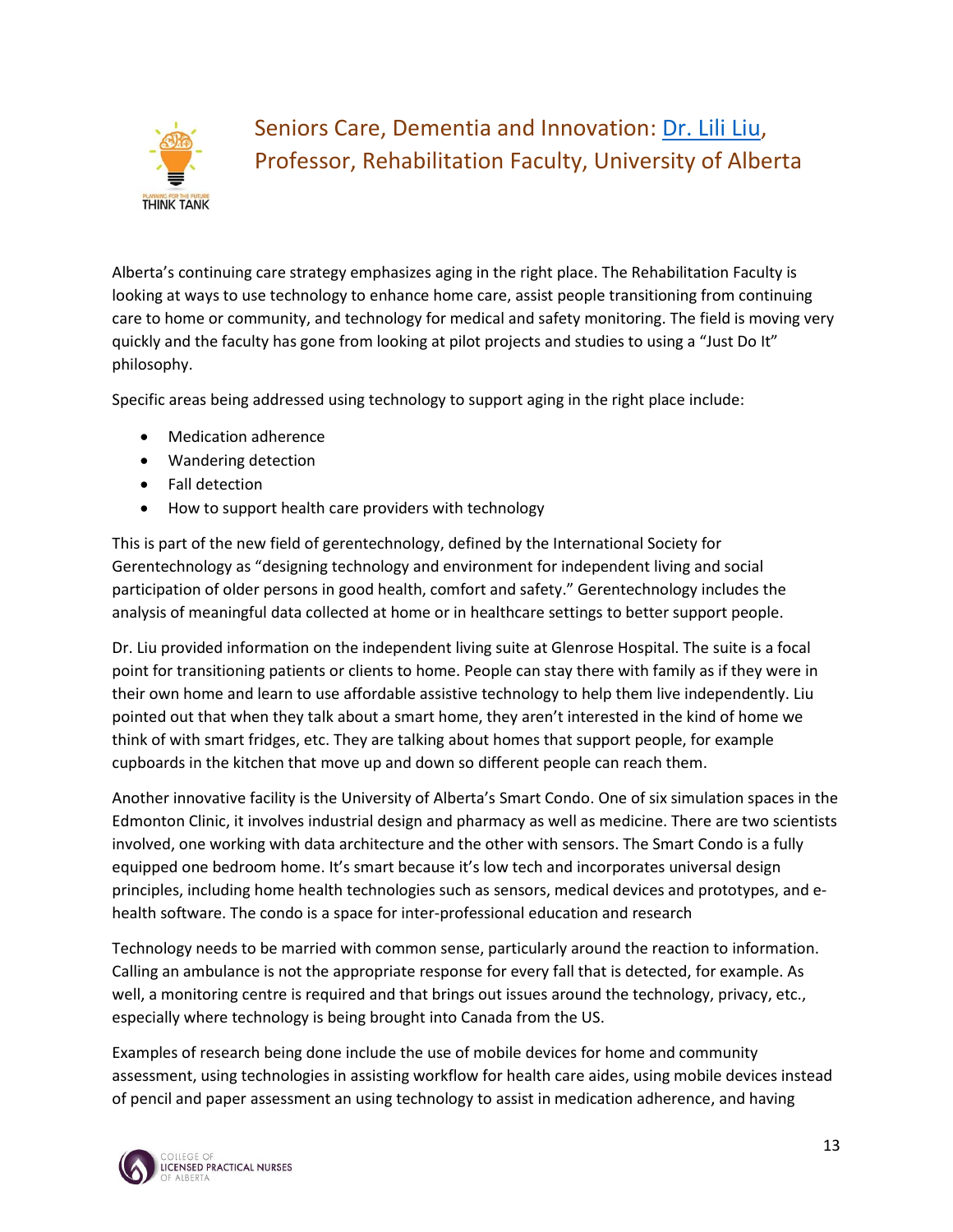## Seniors Care, Dementia and Innovation: Dr. Lili Liu, Professor, Rehabilitation Faculty, University of Alberta

Alberta's continuing care strategy emphasizes aging in the right place. The Rehabilitation Faculty is looking at ways to use technology to enhance home care, assist people transitioning from continuing care to home or community, and technology for medical and safety monitoring. The field is moving very quickly and the faculty has gone from looking at pilot projects and studies to using a "Just Do It" philosophy.

Specific areas being addressed using technology to support aging in the right place include:

- Medication adherence
- Wandering detection
- Fall detection
- How to support health care providers with technology

This is part of the new field of gerentechnology, defined by the International Society for Gerentechnology as "designing technology and environment for independent living and social participation of older persons in good health, comfort and safety." Gerentechnology includes the analysis of meaningful data collected at home or in healthcare settings to better support people.

Dr. Liu provided information on the independent living suite at Glenrose Hospital. The suite is a focal point for transitioning patients or clients to home. People can stay there with family as if they were in their own home and learn to use affordable assistive technology to help them live independently. Liu pointed out that when they talk about a smart home, they aren't interested in the kind of home we think of with smart fridges, etc. They are talking about homes that support people, for example cupboards in the kitchen that move up and down so different people can reach them.

Another innovative facility is the University of Alberta's Smart Condo. One of six simulation spaces in the Edmonton Clinic, it involves industrial design and pharmacy as well as medicine. There are two scientists involved, one working with data architecture and the other with sensors. The Smart Condo is a fully equipped one bedroom home. It's smart because it's low tech and incorporates universal design principles, including home health technologies such as sensors, medical devices and prototypes, and e-health software. The condo is a space for inter-professional education and research

Technology needs to be married with common sense, particularly around the reaction to information. Calling an ambulance is not the appropriate response for every fall that is detected, for example. As well, a monitoring centre is required and that brings out issues around the technology, privacy, etc., especially where technology is being brought into Canada from the US.

Examples of research being done include the use of mobile devices for home and community assessment, using technologies in assisting workflow for health care aides, using mobile devices instead of pencil and paper assessment an using technology to assist in medication adherence, and having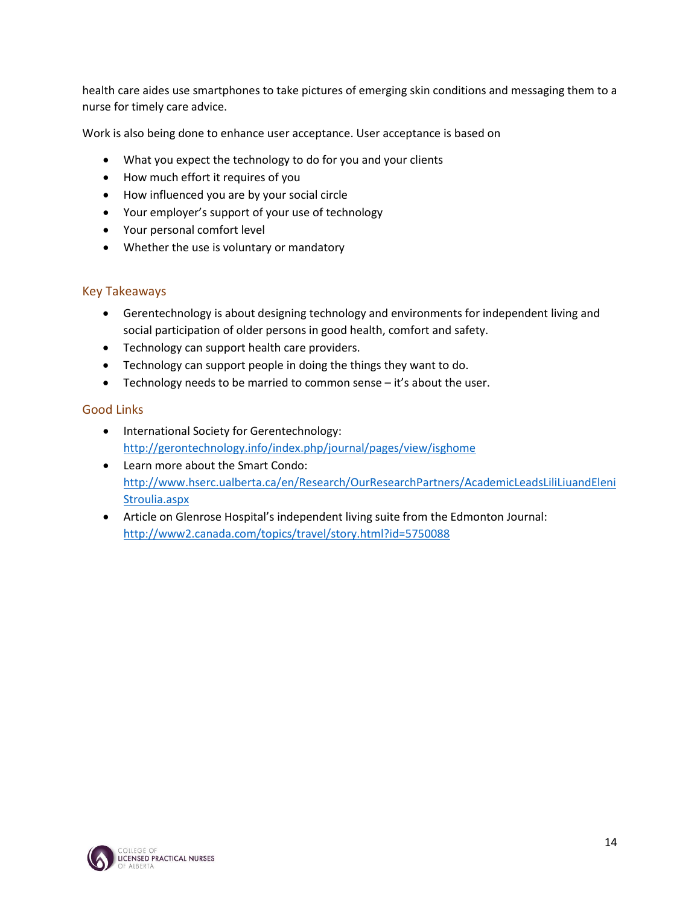health care aides use smartphones to take pictures of emerging skin conditions and messaging them to a nurse for timely care advice.

Work is also being done to enhance user acceptance. User acceptance is based on

- What you expect the technology to do for you and your clients
- How much effort it requires of you
- How influenced you are by your social circle
- Your employer's support of your use of technology
- Your personal comfort level
- Whether the use is voluntary or mandatory

## Key Takeaways

- Gerentechnology is about designing technology and environments for independent living and social participation of older persons in good health, comfort and safety.
- Technology can support health care providers.
- Technology can support people in doing the things they want to do.
- Technology needs to be married to common sense – it's about the user.

## Good Links

- International Society for Gerentechnology: http://gerontechnology.info/index.php/journal/pages/view/isghome
- Learn more about the Smart Condo: http://www.hserc.ualberta.ca/en/Research/OurResearchPartners/AcademicLeadsLiliLiuandEleniStroulia.aspx
- Article on Glenrose Hospital's independent living suite from the Edmonton Journal: http://www2.canada.com/topics/travel/story.html?id=5750088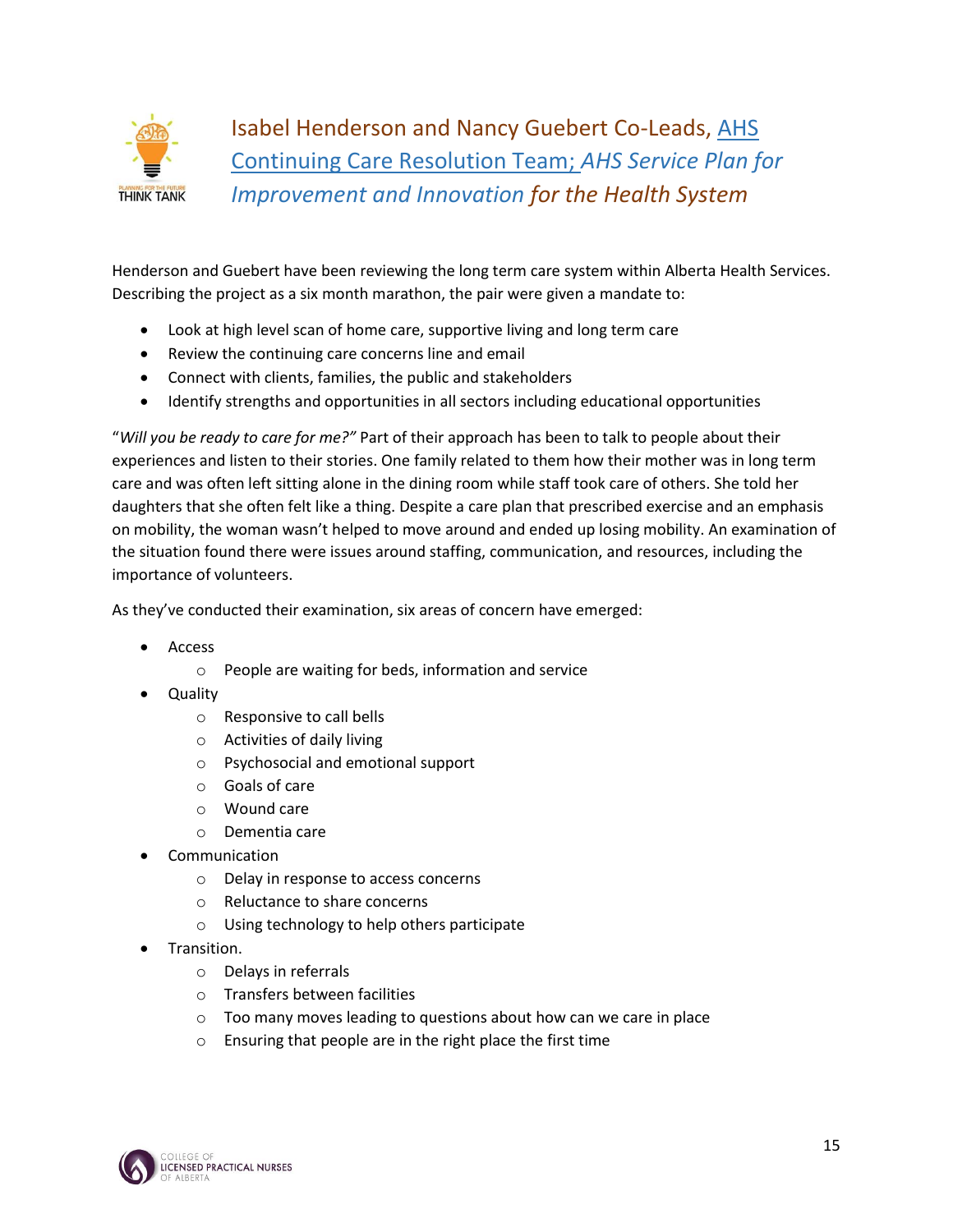## Isabel Henderson and Nancy Guebert Co-Leads, AHS Continuing Care Resolution Team; *AHS Service Plan for Improvement and Innovation* for the Health System

Henderson and Guebert have been reviewing the long term care system within Alberta Health Services. Describing the project as a six month marathon, the pair were given a mandate to:

- Look at high level scan of home care, supportive living and long term care
- Review the continuing care concerns line and email
- Connect with clients, families, the public and stakeholders
- Identify strengths and opportunities in all sectors including educational opportunities

"*Will you be ready to care for me?"* Part of their approach has been to talk to people about their experiences and listen to their stories. One family related to them how their mother was in long term care and was often left sitting alone in the dining room while staff took care of others. She told her daughters that she often felt like a thing. Despite a care plan that prescribed exercise and an emphasis on mobility, the woman wasn't helped to move around and ended up losing mobility. An examination of the situation found there were issues around staffing, communication, and resources, including the importance of volunteers.

As they've conducted their examination, six areas of concern have emerged:

- Access
  - People are waiting for beds, information and service
- Quality
  - Responsive to call bells
  - Activities of daily living
  - Psychosocial and emotional support
  - Goals of care
  - Wound care
  - Dementia care
- Communication
  - Delay in response to access concerns
  - Reluctance to share concerns
  - Using technology to help others participate
- Transition.
  - Delays in referrals
  - Transfers between facilities
  - Too many moves leading to questions about how can we care in place
  - Ensuring that people are in the right place the first time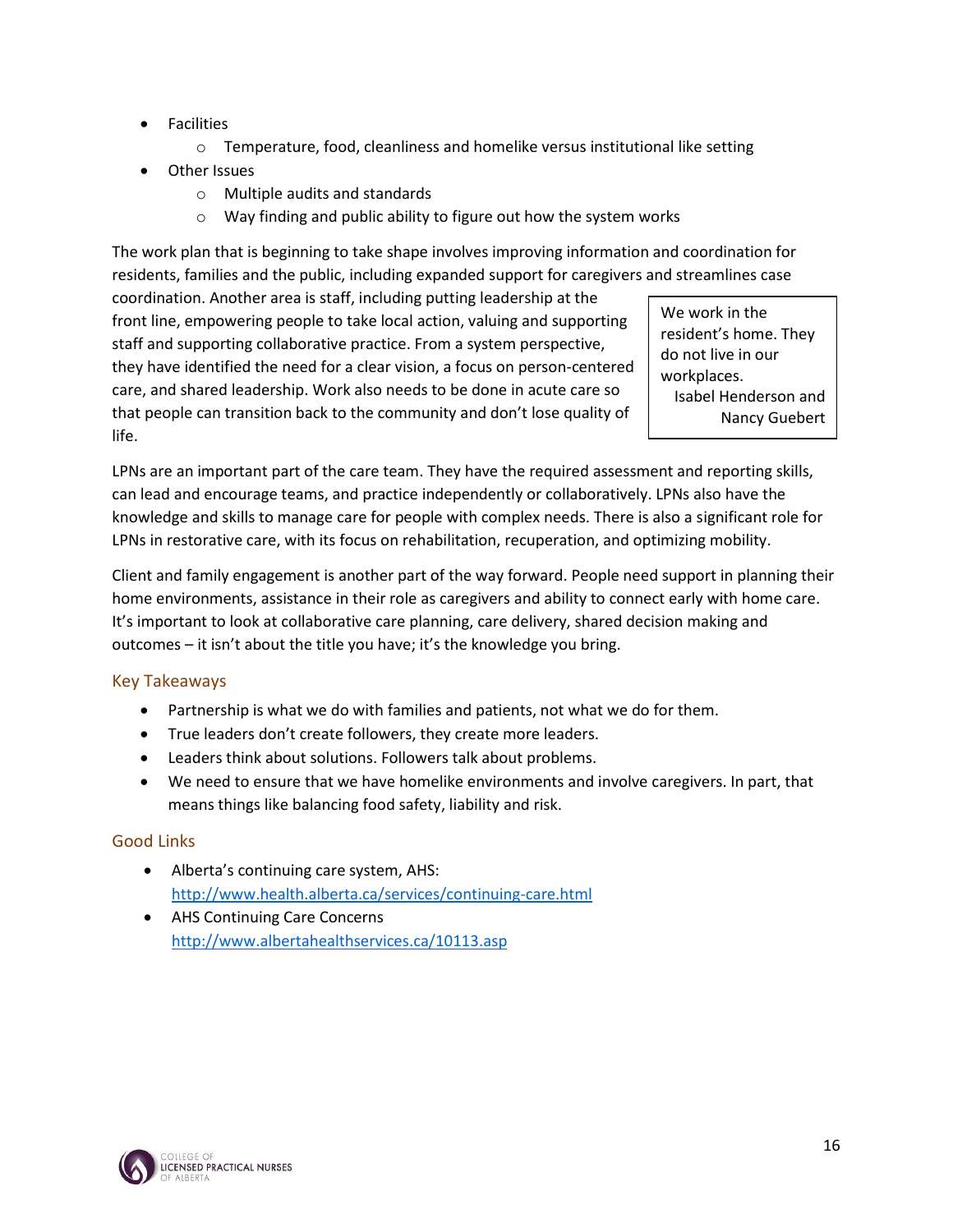- Facilities
    - Temperature, food, cleanliness and homelike versus institutional like setting
- Other Issues
    - Multiple audits and standards
    - Way finding and public ability to figure out how the system works

The work plan that is beginning to take shape involves improving information and coordination for residents, families and the public, including expanded support for caregivers and streamlines case coordination. Another area is staff, including putting leadership at the front line, empowering people to take local action, valuing and supporting staff and supporting collaborative practice. From a system perspective, they have identified the need for a clear vision, a focus on person-centered care, and shared leadership. Work also needs to be done in acute care so that people can transition back to the community and don't lose quality of life.

> We work in the resident's home. They do not live in our workplaces.
> Isabel Henderson and Nancy Guebert

LPNs are an important part of the care team. They have the required assessment and reporting skills, can lead and encourage teams, and practice independently or collaboratively. LPNs also have the knowledge and skills to manage care for people with complex needs. There is also a significant role for LPNs in restorative care, with its focus on rehabilitation, recuperation, and optimizing mobility.

Client and family engagement is another part of the way forward. People need support in planning their home environments, assistance in their role as caregivers and ability to connect early with home care. It's important to look at collaborative care planning, care delivery, shared decision making and outcomes – it isn't about the title you have; it's the knowledge you bring.

## Key Takeaways

- Partnership is what we do with families and patients, not what we do for them.
- True leaders don't create followers, they create more leaders.
- Leaders think about solutions. Followers talk about problems.
- We need to ensure that we have homelike environments and involve caregivers. In part, that means things like balancing food safety, liability and risk.

## Good Links

- Alberta's continuing care system, AHS: http://www.health.alberta.ca/services/continuing-care.html
- AHS Continuing Care Concerns http://www.albertahealthservices.ca/10113.asp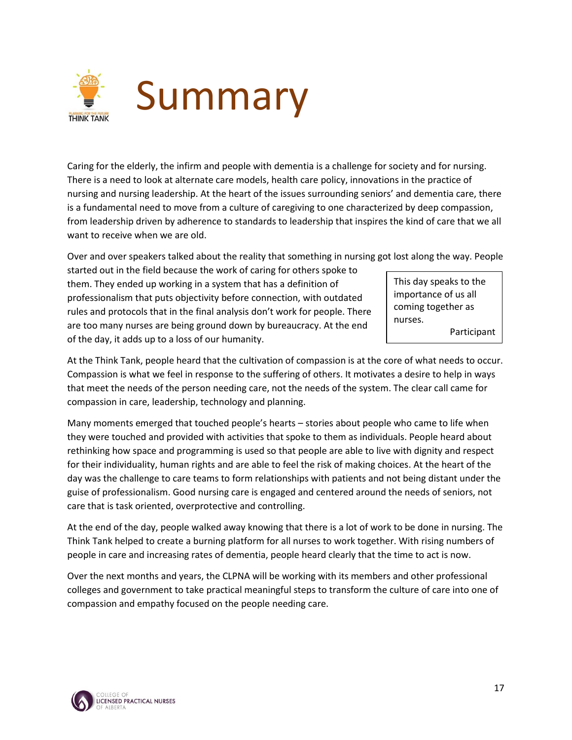# Summary

Caring for the elderly, the infirm and people with dementia is a challenge for society and for nursing. There is a need to look at alternate care models, health care policy, innovations in the practice of nursing and nursing leadership. At the heart of the issues surrounding seniors' and dementia care, there is a fundamental need to move from a culture of caregiving to one characterized by deep compassion, from leadership driven by adherence to standards to leadership that inspires the kind of care that we all want to receive when we are old.

Over and over speakers talked about the reality that something in nursing got lost along the way. People started out in the field because the work of caring for others spoke to them. They ended up working in a system that has a definition of professionalism that puts objectivity before connection, with outdated rules and protocols that in the final analysis don't work for people. There are too many nurses are being ground down by bureaucracy. At the end of the day, it adds up to a loss of our humanity.

> This day speaks to the importance of us all coming together as nurses.
>
> Participant

At the Think Tank, people heard that the cultivation of compassion is at the core of what needs to occur. Compassion is what we feel in response to the suffering of others. It motivates a desire to help in ways that meet the needs of the person needing care, not the needs of the system. The clear call came for compassion in care, leadership, technology and planning.

Many moments emerged that touched people's hearts – stories about people who came to life when they were touched and provided with activities that spoke to them as individuals. People heard about rethinking how space and programming is used so that people are able to live with dignity and respect for their individuality, human rights and are able to feel the risk of making choices. At the heart of the day was the challenge to care teams to form relationships with patients and not being distant under the guise of professionalism. Good nursing care is engaged and centered around the needs of seniors, not care that is task oriented, overprotective and controlling.

At the end of the day, people walked away knowing that there is a lot of work to be done in nursing. The Think Tank helped to create a burning platform for all nurses to work together. With rising numbers of people in care and increasing rates of dementia, people heard clearly that the time to act is now.

Over the next months and years, the CLPNA will be working with its members and other professional colleges and government to take practical meaningful steps to transform the culture of care into one of compassion and empathy focused on the people needing care.